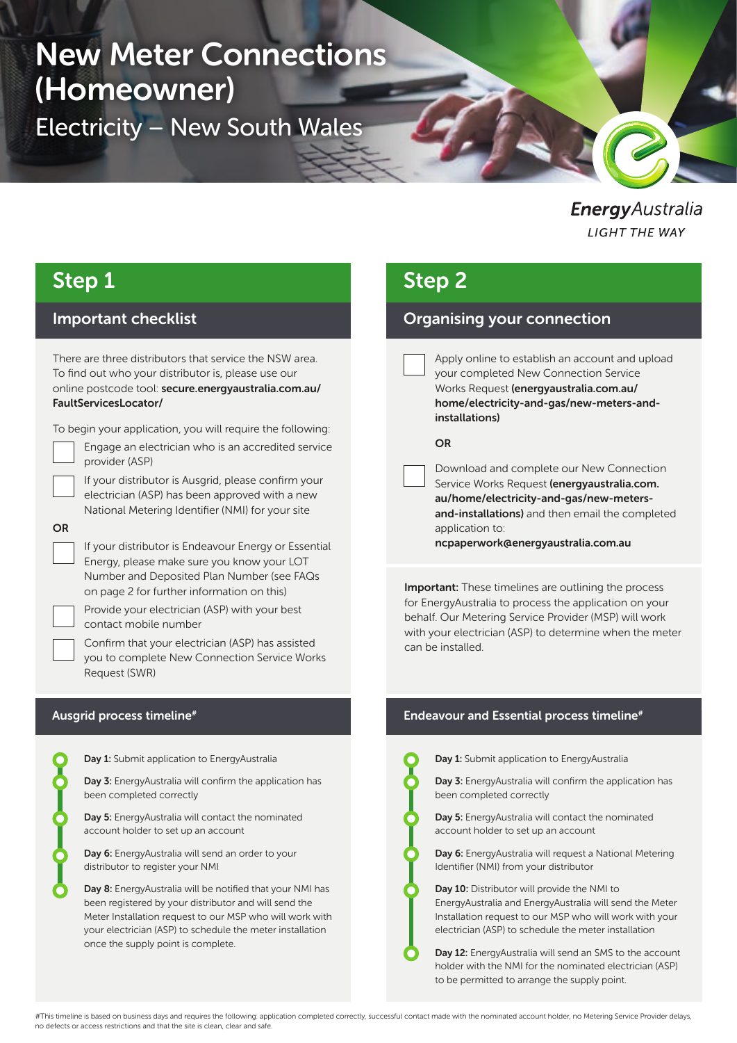# New Meter Connections (Homeowner)

## Electricity – New South Wales

EnergyAustralia
LIGHT THE WAY

## Step 1

### Important checklist

There are three distributors that service the NSW area. To find out who your distributor is, please use our online postcode tool: **secure.energyaustralia.com.au/FaultServicesLocator/**

To begin your application, you will require the following:

- [ ] Engage an electrician who is an accredited service provider (ASP)
- [ ] If your distributor is Ausgrid, please confirm your electrician (ASP) has been approved with a new National Metering Identifier (NMI) for your site

**OR**

- [ ] If your distributor is Endeavour Energy or Essential Energy, please make sure you know your LOT Number and Deposited Plan Number (see FAQs on page 2 for further information on this)
- [ ] Provide your electrician (ASP) with your best contact mobile number
- [ ] Confirm that your electrician (ASP) has assisted you to complete New Connection Service Works Request (SWR)

### Ausgrid process timeline#

- **Day 1:** Submit application to EnergyAustralia
- **Day 3:** EnergyAustralia will confirm the application has been completed correctly
- **Day 5:** EnergyAustralia will contact the nominated account holder to set up an account
- **Day 6:** EnergyAustralia will send an order to your distributor to register your NMI
- **Day 8:** EnergyAustralia will be notified that your NMI has been registered by your distributor and will send the Meter Installation request to our MSP who will work with your electrician (ASP) to schedule the meter installation once the supply point is complete.

## Step 2

### Organising your connection

- [ ] Apply online to establish an account and upload your completed New Connection Service Works Request **(energyaustralia.com.au/home/electricity-and-gas/new-meters-and-installations)**

**OR**

- [ ] Download and complete our New Connection Service Works Request **(energyaustralia.com.au/home/electricity-and-gas/new-meters-and-installations)** and then email the completed application to: **ncpaperwork@energyaustralia.com.au**

**Important:** These timelines are outlining the process for EnergyAustralia to process the application on your behalf. Our Metering Service Provider (MSP) will work with your electrician (ASP) to determine when the meter can be installed.

### Endeavour and Essential process timeline#

- **Day 1:** Submit application to EnergyAustralia
- **Day 3:** EnergyAustralia will confirm the application has been completed correctly
- **Day 5:** EnergyAustralia will contact the nominated account holder to set up an account
- **Day 6:** EnergyAustralia will request a National Metering Identifier (NMI) from your distributor
- **Day 10:** Distributor will provide the NMI to EnergyAustralia and EnergyAustralia will send the Meter Installation request to our MSP who will work with your electrician (ASP) to schedule the meter installation
- **Day 12:** EnergyAustralia will send an SMS to the account holder with the NMI for the nominated electrician (ASP) to be permitted to arrange the supply point.

#This timeline is based on business days and requires the following: application completed correctly, successful contact made with the nominated account holder, no Metering Service Provider delays, no defects or access restrictions and that the site is clean, clear and safe.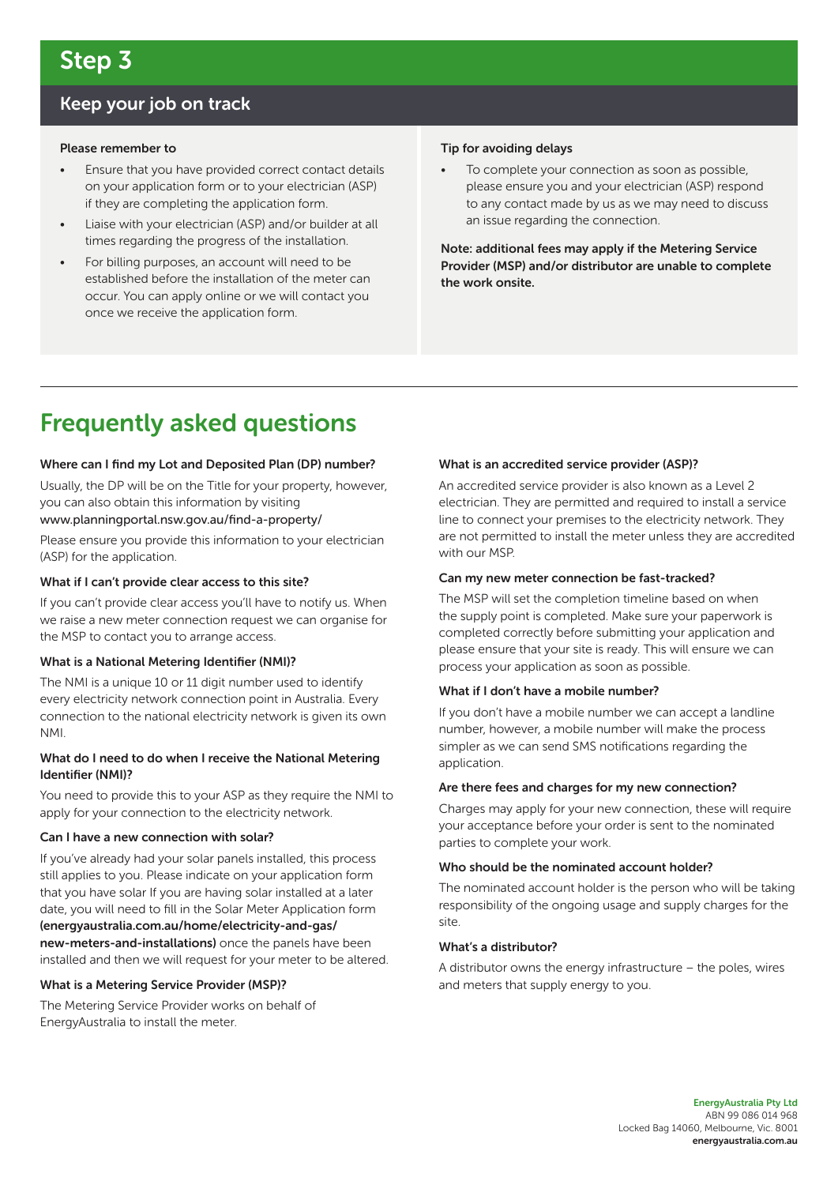# Step 3

## Keep your job on track

**Please remember to**

- Ensure that you have provided correct contact details on your application form or to your electrician (ASP) if they are completing the application form.
- Liaise with your electrician (ASP) and/or builder at all times regarding the progress of the installation.
- For billing purposes, an account will need to be established before the installation of the meter can occur. You can apply online or we will contact you once we receive the application form.

**Tip for avoiding delays**

- To complete your connection as soon as possible, please ensure you and your electrician (ASP) respond to any contact made by us as we may need to discuss an issue regarding the connection.

**Note: additional fees may apply if the Metering Service Provider (MSP) and/or distributor are unable to complete the work onsite.**

# Frequently asked questions

**Where can I find my Lot and Deposited Plan (DP) number?**

Usually, the DP will be on the Title for your property, however, you can also obtain this information by visiting www.planningportal.nsw.gov.au/find-a-property/

Please ensure you provide this information to your electrician (ASP) for the application.

**What if I can't provide clear access to this site?**

If you can't provide clear access you'll have to notify us. When we raise a new meter connection request we can organise for the MSP to contact you to arrange access.

**What is a National Metering Identifier (NMI)?**

The NMI is a unique 10 or 11 digit number used to identify every electricity network connection point in Australia. Every connection to the national electricity network is given its own NMI.

**What do I need to do when I receive the National Metering Identifier (NMI)?**

You need to provide this to your ASP as they require the NMI to apply for your connection to the electricity network.

**Can I have a new connection with solar?**

If you've already had your solar panels installed, this process still applies to you. Please indicate on your application form that you have solar If you are having solar installed at a later date, you will need to fill in the Solar Meter Application form **(energyaustralia.com.au/home/electricity-and-gas/new-meters-and-installations)** once the panels have been installed and then we will request for your meter to be altered.

**What is a Metering Service Provider (MSP)?**

The Metering Service Provider works on behalf of EnergyAustralia to install the meter.

**What is an accredited service provider (ASP)?**

An accredited service provider is also known as a Level 2 electrician. They are permitted and required to install a service line to connect your premises to the electricity network. They are not permitted to install the meter unless they are accredited with our MSP.

**Can my new meter connection be fast-tracked?**

The MSP will set the completion timeline based on when the supply point is completed. Make sure your paperwork is completed correctly before submitting your application and please ensure that your site is ready. This will ensure we can process your application as soon as possible.

**What if I don't have a mobile number?**

If you don't have a mobile number we can accept a landline number, however, a mobile number will make the process simpler as we can send SMS notifications regarding the application.

**Are there fees and charges for my new connection?**

Charges may apply for your new connection, these will require your acceptance before your order is sent to the nominated parties to complete your work.

**Who should be the nominated account holder?**

The nominated account holder is the person who will be taking responsibility of the ongoing usage and supply charges for the site.

**What's a distributor?**

A distributor owns the energy infrastructure – the poles, wires and meters that supply energy to you.

**EnergyAustralia Pty Ltd**
ABN 99 086 014 968
Locked Bag 14060, Melbourne, Vic. 8001
**energyaustralia.com.au**